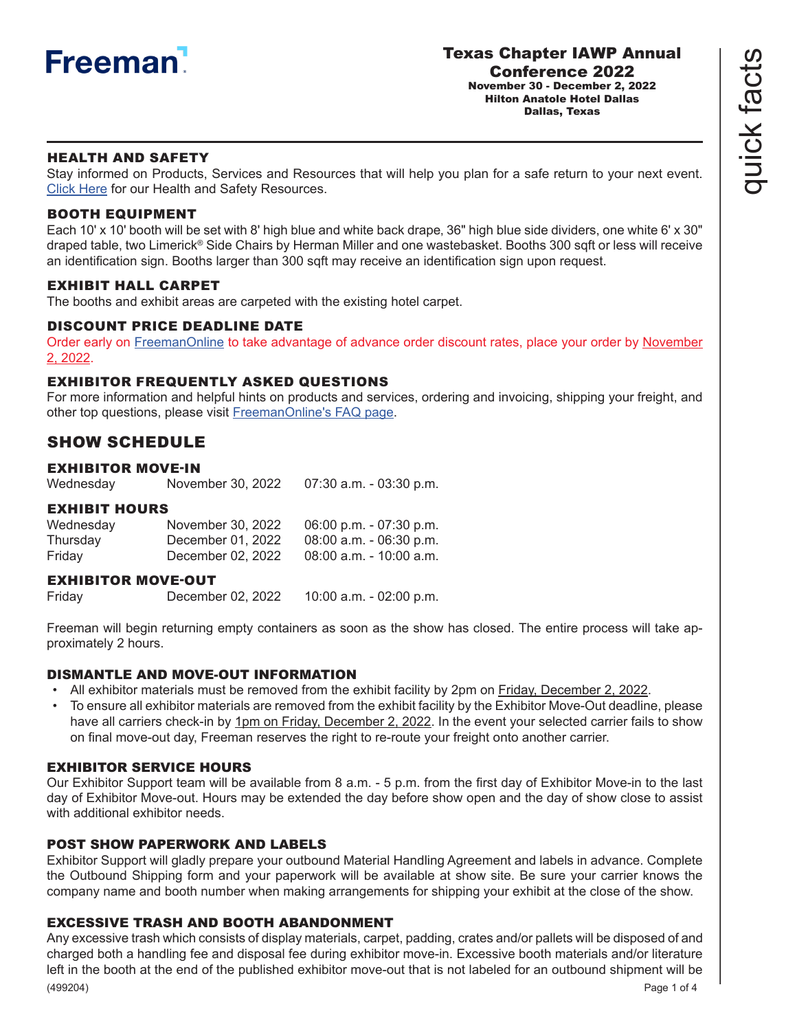Freeman

# Texas Chapter IAWP Annual Conference 2022

**November 30 - December 2, 2022**
**Hilton Anatole Hotel Dallas**
**Dallas, Texas**

quick facts

### HEALTH AND SAFETY

Stay informed on Products, Services and Resources that will help you plan for a safe return to your next event. Click Here for our Health and Safety Resources.

### BOOTH EQUIPMENT

Each 10' x 10' booth will be set with 8' high blue and white back drape, 36" high blue side dividers, one white 6' x 30" draped table, two Limerick® Side Chairs by Herman Miller and one wastebasket. Booths 300 sqft or less will receive an identification sign. Booths larger than 300 sqft may receive an identification sign upon request.

### EXHIBIT HALL CARPET

The booths and exhibit areas are carpeted with the existing hotel carpet.

### DISCOUNT PRICE DEADLINE DATE

Order early on FreemanOnline to take advantage of advance order discount rates, place your order by November 2, 2022.

### EXHIBITOR FREQUENTLY ASKED QUESTIONS

For more information and helpful hints on products and services, ordering and invoicing, shipping your freight, and other top questions, please visit FreemanOnline's FAQ page.

## SHOW SCHEDULE

### EXHIBITOR MOVE-IN

| | | |
|---|---|---|
| Wednesday | November 30, 2022 | 07:30 a.m. - 03:30 p.m. |

### EXHIBIT HOURS

| | | |
|---|---|---|
| Wednesday | November 30, 2022 | 06:00 p.m. - 07:30 p.m. |
| Thursday | December 01, 2022 | 08:00 a.m. - 06:30 p.m. |
| Friday | December 02, 2022 | 08:00 a.m. - 10:00 a.m. |

### EXHIBITOR MOVE-OUT

| | | |
|---|---|---|
| Friday | December 02, 2022 | 10:00 a.m. - 02:00 p.m. |

Freeman will begin returning empty containers as soon as the show has closed. The entire process will take approximately 2 hours.

### DISMANTLE AND MOVE-OUT INFORMATION

- All exhibitor materials must be removed from the exhibit facility by 2pm on Friday, December 2, 2022.
- To ensure all exhibitor materials are removed from the exhibit facility by the Exhibitor Move-Out deadline, please have all carriers check-in by 1pm on Friday, December 2, 2022. In the event your selected carrier fails to show on final move-out day, Freeman reserves the right to re-route your freight onto another carrier.

### EXHIBITOR SERVICE HOURS

Our Exhibitor Support team will be available from 8 a.m. - 5 p.m. from the first day of Exhibitor Move-in to the last day of Exhibitor Move-out. Hours may be extended the day before show open and the day of show close to assist with additional exhibitor needs.

### POST SHOW PAPERWORK AND LABELS

Exhibitor Support will gladly prepare your outbound Material Handling Agreement and labels in advance. Complete the Outbound Shipping form and your paperwork will be available at show site. Be sure your carrier knows the company name and booth number when making arrangements for shipping your exhibit at the close of the show.

### EXCESSIVE TRASH AND BOOTH ABANDONMENT

Any excessive trash which consists of display materials, carpet, padding, crates and/or pallets will be disposed of and charged both a handling fee and disposal fee during exhibitor move-in. Excessive booth materials and/or literature left in the booth at the end of the published exhibitor move-out that is not labeled for an outbound shipment will be

(499204)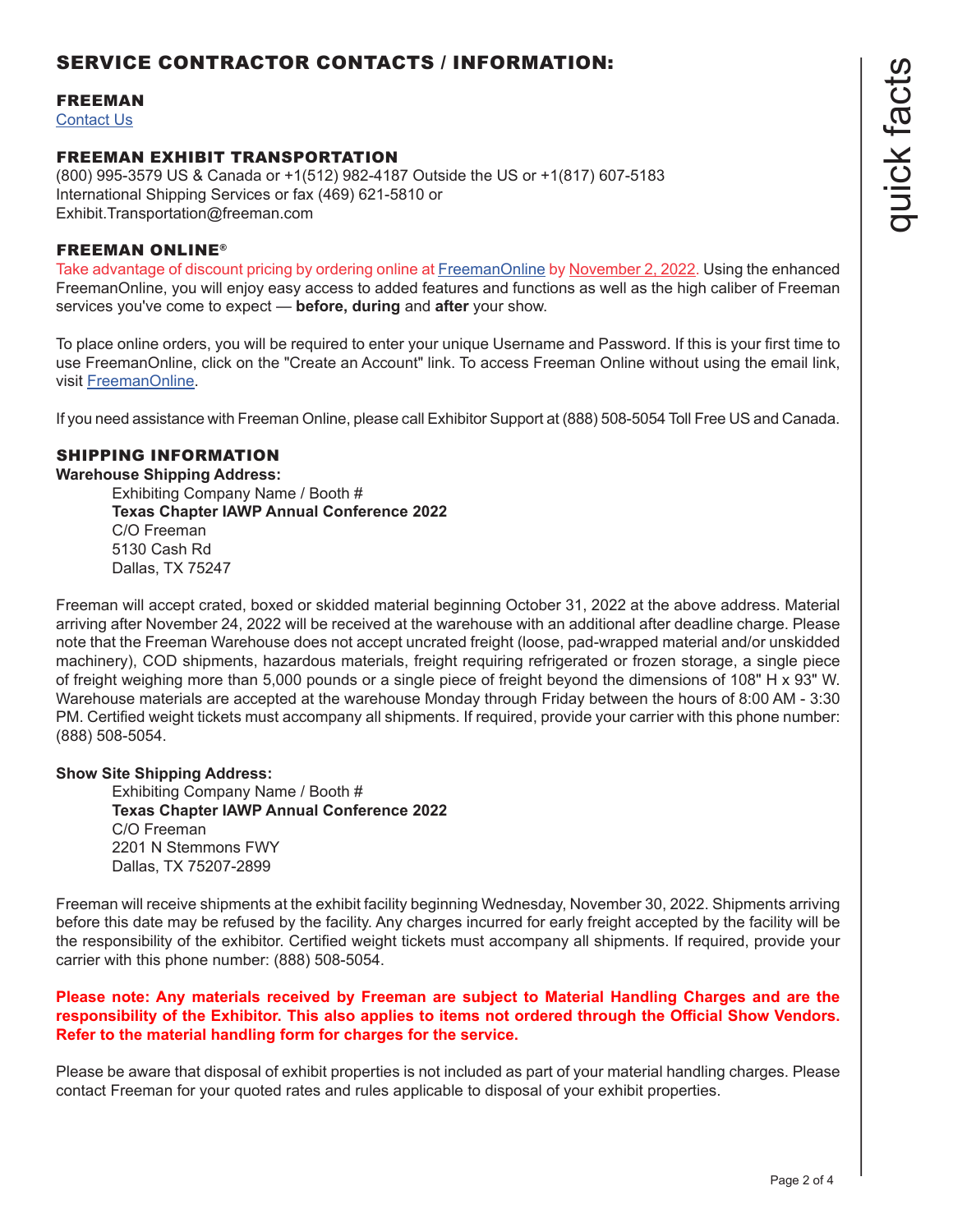## SERVICE CONTRACTOR CONTACTS / INFORMATION:

### FREEMAN

Contact Us

### FREEMAN EXHIBIT TRANSPORTATION

(800) 995-3579 US & Canada or +1(512) 982-4187 Outside the US or +1(817) 607-5183 International Shipping Services or fax (469) 621-5810 or Exhibit.Transportation@freeman.com

### FREEMAN ONLINE®

Take advantage of discount pricing by ordering online at FreemanOnline by November 2, 2022. Using the enhanced FreemanOnline, you will enjoy easy access to added features and functions as well as the high caliber of Freeman services you've come to expect — **before, during** and **after** your show.

To place online orders, you will be required to enter your unique Username and Password. If this is your first time to use FreemanOnline, click on the "Create an Account" link. To access Freeman Online without using the email link, visit FreemanOnline.

If you need assistance with Freeman Online, please call Exhibitor Support at (888) 508-5054 Toll Free US and Canada.

### SHIPPING INFORMATION

**Warehouse Shipping Address:**

Exhibiting Company Name / Booth #
**Texas Chapter IAWP Annual Conference 2022**
C/O Freeman
5130 Cash Rd
Dallas, TX 75247

Freeman will accept crated, boxed or skidded material beginning October 31, 2022 at the above address. Material arriving after November 24, 2022 will be received at the warehouse with an additional after deadline charge. Please note that the Freeman Warehouse does not accept uncrated freight (loose, pad-wrapped material and/or unskidded machinery), COD shipments, hazardous materials, freight requiring refrigerated or frozen storage, a single piece of freight weighing more than 5,000 pounds or a single piece of freight beyond the dimensions of 108" H x 93" W. Warehouse materials are accepted at the warehouse Monday through Friday between the hours of 8:00 AM - 3:30 PM. Certified weight tickets must accompany all shipments. If required, provide your carrier with this phone number: (888) 508-5054.

**Show Site Shipping Address:**

Exhibiting Company Name / Booth #
**Texas Chapter IAWP Annual Conference 2022**
C/O Freeman
2201 N Stemmons FWY
Dallas, TX 75207-2899

Freeman will receive shipments at the exhibit facility beginning Wednesday, November 30, 2022. Shipments arriving before this date may be refused by the facility. Any charges incurred for early freight accepted by the facility will be the responsibility of the exhibitor. Certified weight tickets must accompany all shipments. If required, provide your carrier with this phone number: (888) 508-5054.

**Please note: Any materials received by Freeman are subject to Material Handling Charges and are the responsibility of the Exhibitor. This also applies to items not ordered through the Official Show Vendors. Refer to the material handling form for charges for the service.**

Please be aware that disposal of exhibit properties is not included as part of your material handling charges. Please contact Freeman for your quoted rates and rules applicable to disposal of your exhibit properties.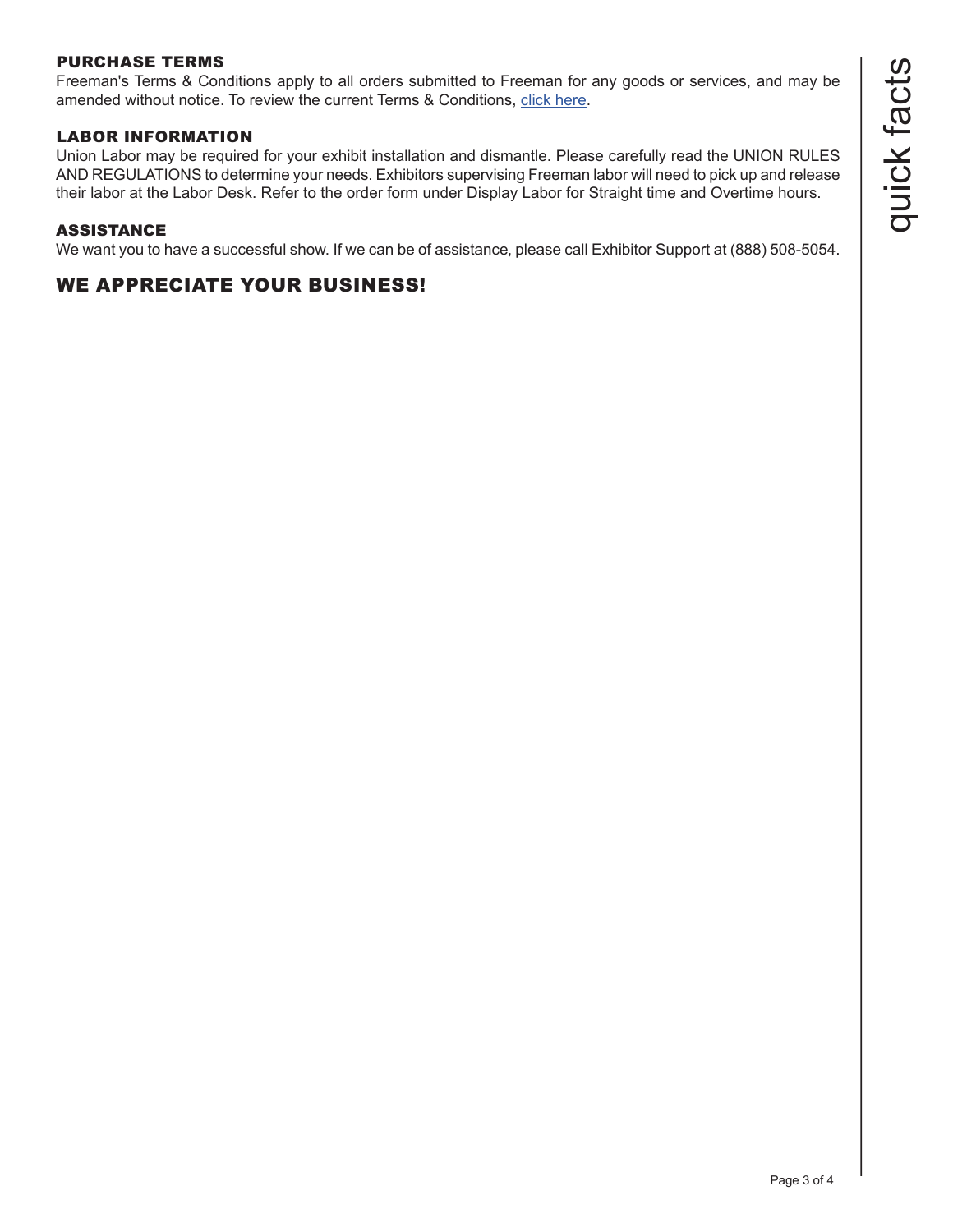## PURCHASE TERMS

Freeman's Terms & Conditions apply to all orders submitted to Freeman for any goods or services, and may be amended without notice. To review the current Terms & Conditions, click here.

## LABOR INFORMATION

Union Labor may be required for your exhibit installation and dismantle. Please carefully read the UNION RULES AND REGULATIONS to determine your needs. Exhibitors supervising Freeman labor will need to pick up and release their labor at the Labor Desk. Refer to the order form under Display Labor for Straight time and Overtime hours.

## ASSISTANCE

We want you to have a successful show. If we can be of assistance, please call Exhibitor Support at (888) 508-5054.

# WE APPRECIATE YOUR BUSINESS!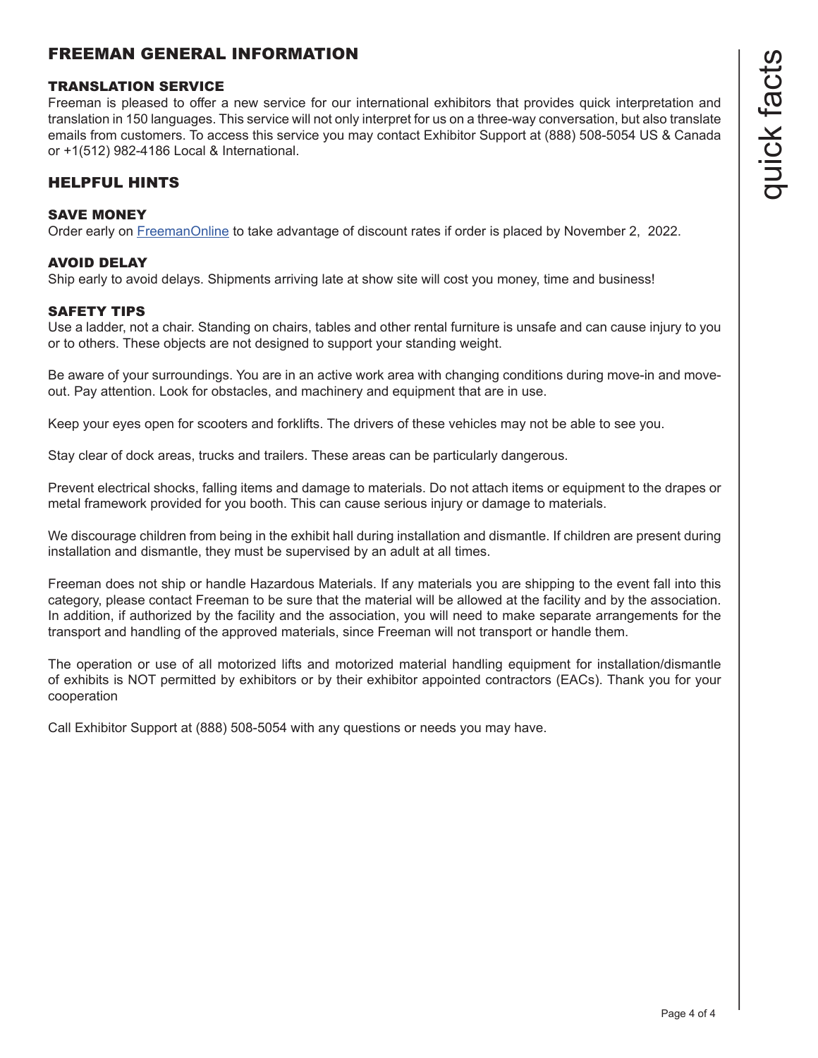# FREEMAN GENERAL INFORMATION

## TRANSLATION SERVICE

Freeman is pleased to offer a new service for our international exhibitors that provides quick interpretation and translation in 150 languages. This service will not only interpret for us on a three-way conversation, but also translate emails from customers. To access this service you may contact Exhibitor Support at (888) 508-5054 US & Canada or +1(512) 982-4186 Local & International.

# HELPFUL HINTS

## SAVE MONEY

Order early on FreemanOnline to take advantage of discount rates if order is placed by November 2, 2022.

## AVOID DELAY

Ship early to avoid delays. Shipments arriving late at show site will cost you money, time and business!

## SAFETY TIPS

Use a ladder, not a chair. Standing on chairs, tables and other rental furniture is unsafe and can cause injury to you or to others. These objects are not designed to support your standing weight.

Be aware of your surroundings. You are in an active work area with changing conditions during move-in and move-out. Pay attention. Look for obstacles, and machinery and equipment that are in use.

Keep your eyes open for scooters and forklifts. The drivers of these vehicles may not be able to see you.

Stay clear of dock areas, trucks and trailers. These areas can be particularly dangerous.

Prevent electrical shocks, falling items and damage to materials. Do not attach items or equipment to the drapes or metal framework provided for you booth. This can cause serious injury or damage to materials.

We discourage children from being in the exhibit hall during installation and dismantle. If children are present during installation and dismantle, they must be supervised by an adult at all times.

Freeman does not ship or handle Hazardous Materials. If any materials you are shipping to the event fall into this category, please contact Freeman to be sure that the material will be allowed at the facility and by the association. In addition, if authorized by the facility and the association, you will need to make separate arrangements for the transport and handling of the approved materials, since Freeman will not transport or handle them.

The operation or use of all motorized lifts and motorized material handling equipment for installation/dismantle of exhibits is NOT permitted by exhibitors or by their exhibitor appointed contractors (EACs). Thank you for your cooperation

Call Exhibitor Support at (888) 508-5054 with any questions or needs you may have.